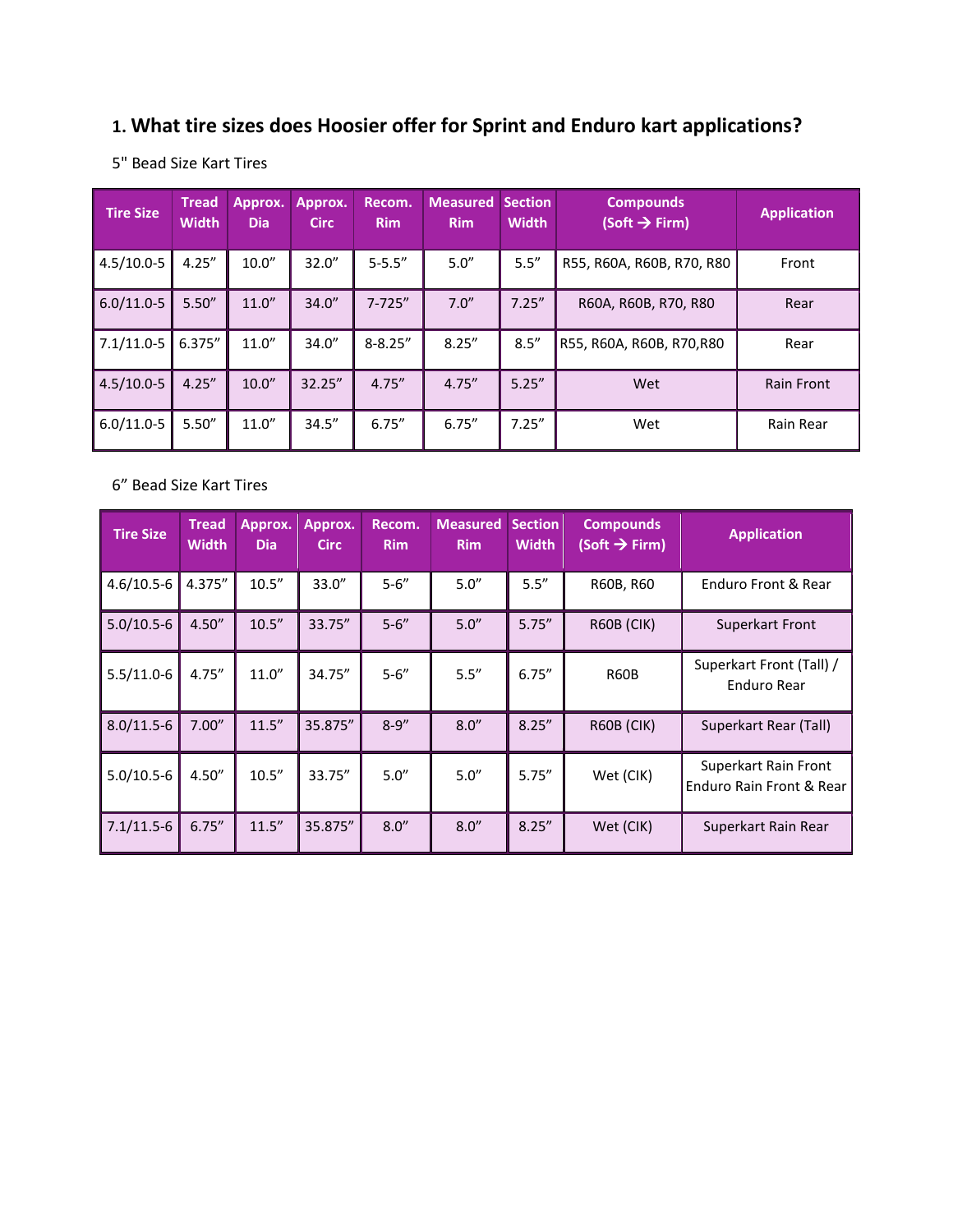## 1. What tire sizes does Hoosier offer for Sprint and Enduro kart applications?

5" Bead Size Kart Tires

| Tire Size | Tread Width | Approx. Dia | Approx. Circ | Recom. Rim | Measured Rim | Section Width | Compounds (Soft → Firm) | Application |
|---|---|---|---|---|---|---|---|---|
| 4.5/10.0-5 | 4.25" | 10.0" | 32.0" | 5-5.5" | 5.0" | 5.5" | R55, R60A, R60B, R70, R80 | Front |
| 6.0/11.0-5 | 5.50" | 11.0" | 34.0" | 7-725" | 7.0" | 7.25" | R60A, R60B, R70, R80 | Rear |
| 7.1/11.0-5 | 6.375" | 11.0" | 34.0" | 8-8.25" | 8.25" | 8.5" | R55, R60A, R60B, R70,R80 | Rear |
| 4.5/10.0-5 | 4.25" | 10.0" | 32.25" | 4.75" | 4.75" | 5.25" | Wet | Rain Front |
| 6.0/11.0-5 | 5.50" | 11.0" | 34.5" | 6.75" | 6.75" | 7.25" | Wet | Rain Rear |

6" Bead Size Kart Tires

| Tire Size | Tread Width | Approx. Dia | Approx. Circ | Recom. Rim | Measured Rim | Section Width | Compounds (Soft → Firm) | Application |
|---|---|---|---|---|---|---|---|---|
| 4.6/10.5-6 | 4.375" | 10.5" | 33.0" | 5-6" | 5.0" | 5.5" | R60B, R60 | Enduro Front & Rear |
| 5.0/10.5-6 | 4.50" | 10.5" | 33.75" | 5-6" | 5.0" | 5.75" | R60B (CIK) | Superkart Front |
| 5.5/11.0-6 | 4.75" | 11.0" | 34.75" | 5-6" | 5.5" | 6.75" | R60B | Superkart Front (Tall) / Enduro Rear |
| 8.0/11.5-6 | 7.00" | 11.5" | 35.875" | 8-9" | 8.0" | 8.25" | R60B (CIK) | Superkart Rear (Tall) |
| 5.0/10.5-6 | 4.50" | 10.5" | 33.75" | 5.0" | 5.0" | 5.75" | Wet (CIK) | Superkart Rain Front Enduro Rain Front & Rear |
| 7.1/11.5-6 | 6.75" | 11.5" | 35.875" | 8.0" | 8.0" | 8.25" | Wet (CIK) | Superkart Rain Rear |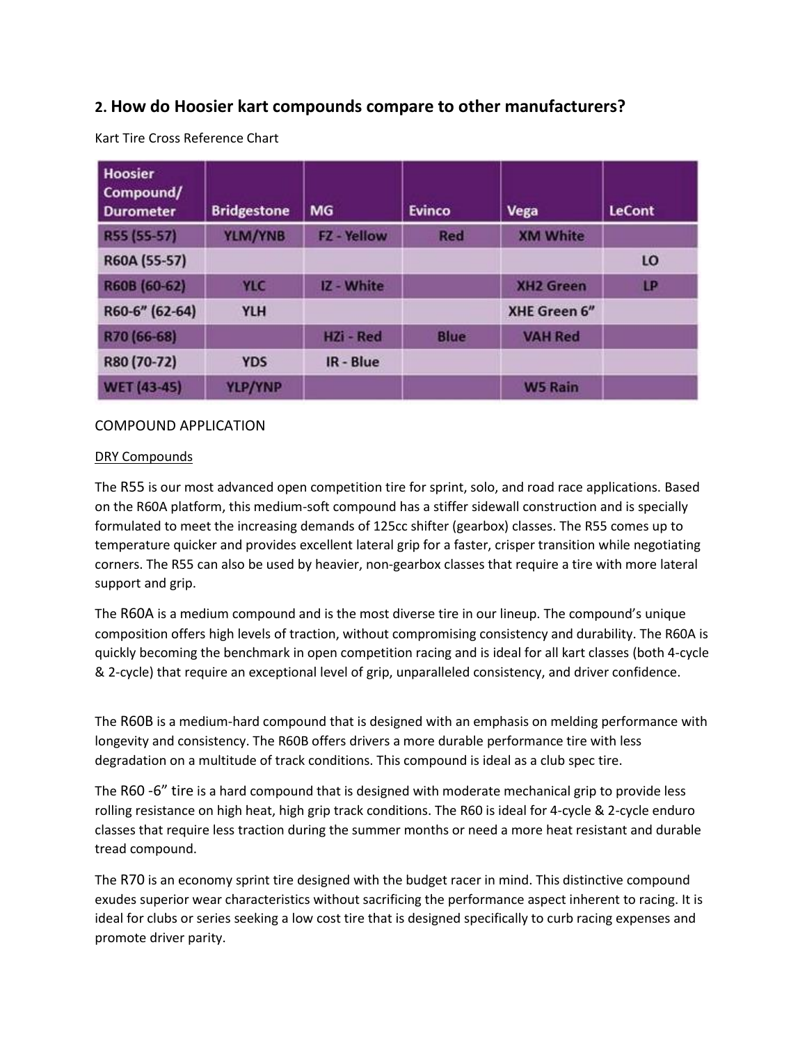## 2. How do Hoosier kart compounds compare to other manufacturers?

Kart Tire Cross Reference Chart

| Hoosier Compound/ Durometer | Bridgestone | MG | Evinco | Vega | LeCont |
|---|---|---|---|---|---|
| R55 (55-57) | YLM/YNB | FZ - Yellow | Red | XM White | |
| R60A (55-57) | | | | | LO |
| R60B (60-62) | YLC | IZ - White | | XH2 Green | LP |
| R60-6" (62-64) | YLH | | | XHE Green 6" | |
| R70 (66-68) | | HZi - Red | Blue | VAH Red | |
| R80 (70-72) | YDS | IR - Blue | | | |
| WET (43-45) | YLP/YNP | | | W5 Rain | |

COMPOUND APPLICATION

DRY Compounds

The R55 is our most advanced open competition tire for sprint, solo, and road race applications. Based on the R60A platform, this medium-soft compound has a stiffer sidewall construction and is specially formulated to meet the increasing demands of 125cc shifter (gearbox) classes. The R55 comes up to temperature quicker and provides excellent lateral grip for a faster, crisper transition while negotiating corners. The R55 can also be used by heavier, non-gearbox classes that require a tire with more lateral support and grip.

The R60A is a medium compound and is the most diverse tire in our lineup. The compound's unique composition offers high levels of traction, without compromising consistency and durability. The R60A is quickly becoming the benchmark in open competition racing and is ideal for all kart classes (both 4-cycle & 2-cycle) that require an exceptional level of grip, unparalleled consistency, and driver confidence.

The R60B is a medium-hard compound that is designed with an emphasis on melding performance with longevity and consistency. The R60B offers drivers a more durable performance tire with less degradation on a multitude of track conditions. This compound is ideal as a club spec tire.

The R60 -6" tire is a hard compound that is designed with moderate mechanical grip to provide less rolling resistance on high heat, high grip track conditions. The R60 is ideal for 4-cycle & 2-cycle enduro classes that require less traction during the summer months or need a more heat resistant and durable tread compound.

The R70 is an economy sprint tire designed with the budget racer in mind. This distinctive compound exudes superior wear characteristics without sacrificing the performance aspect inherent to racing. It is ideal for clubs or series seeking a low cost tire that is designed specifically to curb racing expenses and promote driver parity.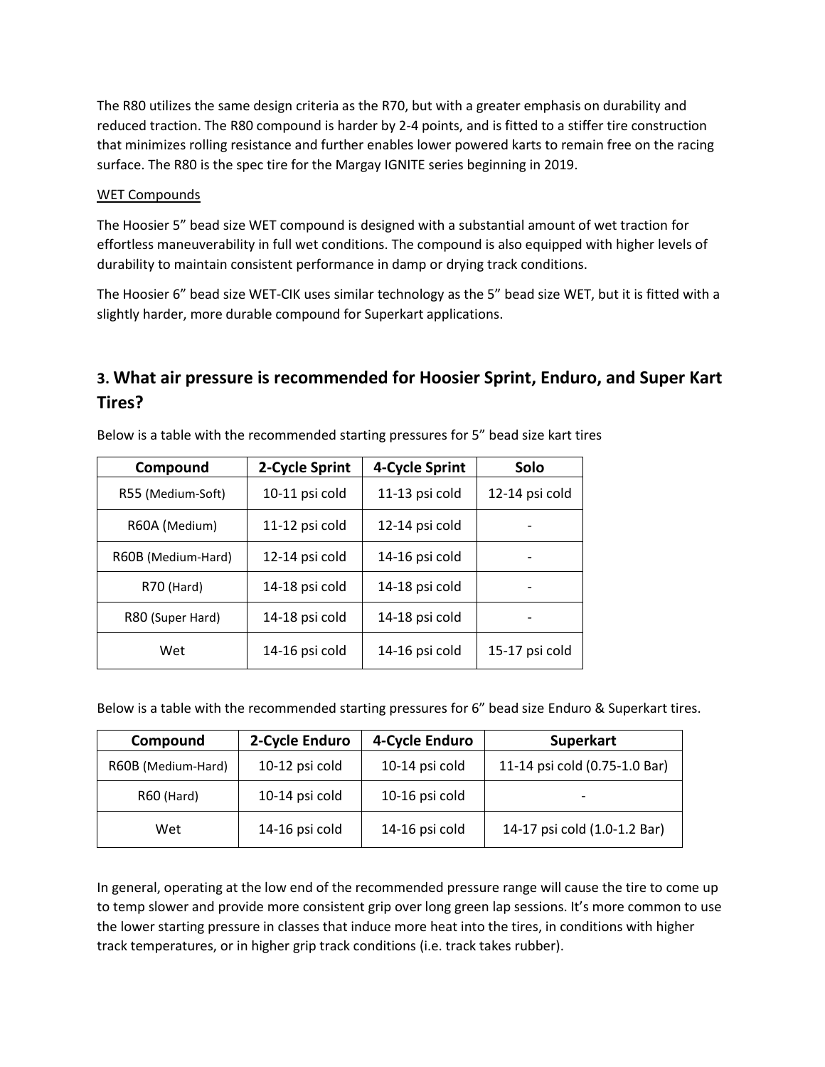The R80 utilizes the same design criteria as the R70, but with a greater emphasis on durability and reduced traction. The R80 compound is harder by 2-4 points, and is fitted to a stiffer tire construction that minimizes rolling resistance and further enables lower powered karts to remain free on the racing surface. The R80 is the spec tire for the Margay IGNITE series beginning in 2019.

<u>WET Compounds</u>

The Hoosier 5" bead size WET compound is designed with a substantial amount of wet traction for effortless maneuverability in full wet conditions. The compound is also equipped with higher levels of durability to maintain consistent performance in damp or drying track conditions.

The Hoosier 6" bead size WET-CIK uses similar technology as the 5" bead size WET, but it is fitted with a slightly harder, more durable compound for Superkart applications.

## 3. What air pressure is recommended for Hoosier Sprint, Enduro, and Super Kart Tires?

Below is a table with the recommended starting pressures for 5" bead size kart tires

| Compound | 2-Cycle Sprint | 4-Cycle Sprint | Solo |
|---|---|---|---|
| R55 (Medium-Soft) | 10-11 psi cold | 11-13 psi cold | 12-14 psi cold |
| R60A (Medium) | 11-12 psi cold | 12-14 psi cold | - |
| R60B (Medium-Hard) | 12-14 psi cold | 14-16 psi cold | - |
| R70 (Hard) | 14-18 psi cold | 14-18 psi cold | - |
| R80 (Super Hard) | 14-18 psi cold | 14-18 psi cold | - |
| Wet | 14-16 psi cold | 14-16 psi cold | 15-17 psi cold |

Below is a table with the recommended starting pressures for 6" bead size Enduro & Superkart tires.

| Compound | 2-Cycle Enduro | 4-Cycle Enduro | Superkart |
|---|---|---|---|
| R60B (Medium-Hard) | 10-12 psi cold | 10-14 psi cold | 11-14 psi cold (0.75-1.0 Bar) |
| R60 (Hard) | 10-14 psi cold | 10-16 psi cold | - |
| Wet | 14-16 psi cold | 14-16 psi cold | 14-17 psi cold (1.0-1.2 Bar) |

In general, operating at the low end of the recommended pressure range will cause the tire to come up to temp slower and provide more consistent grip over long green lap sessions. It's more common to use the lower starting pressure in classes that induce more heat into the tires, in conditions with higher track temperatures, or in higher grip track conditions (i.e. track takes rubber).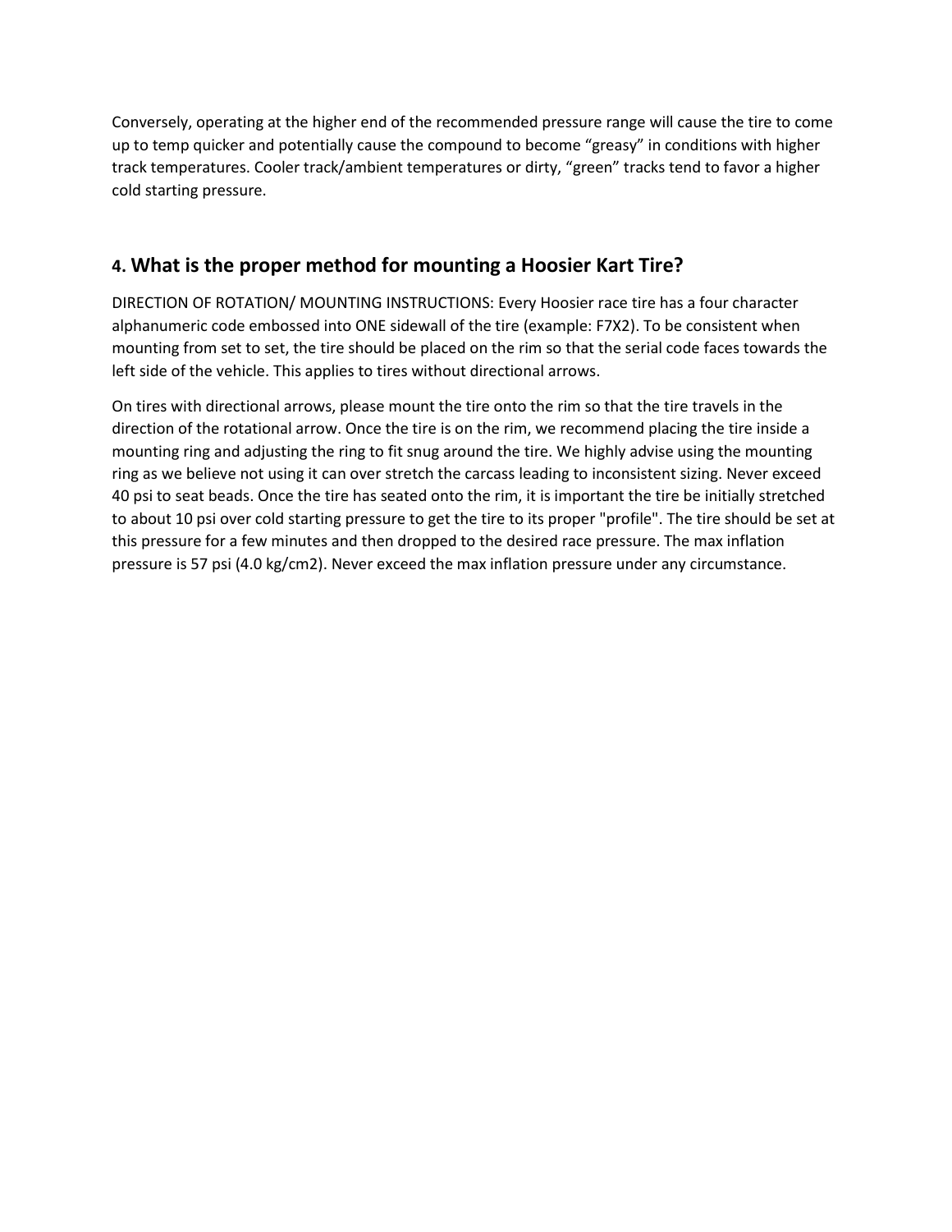Conversely, operating at the higher end of the recommended pressure range will cause the tire to come up to temp quicker and potentially cause the compound to become “greasy” in conditions with higher track temperatures. Cooler track/ambient temperatures or dirty, “green” tracks tend to favor a higher cold starting pressure.

## 4. What is the proper method for mounting a Hoosier Kart Tire?

DIRECTION OF ROTATION/ MOUNTING INSTRUCTIONS: Every Hoosier race tire has a four character alphanumeric code embossed into ONE sidewall of the tire (example: F7X2). To be consistent when mounting from set to set, the tire should be placed on the rim so that the serial code faces towards the left side of the vehicle. This applies to tires without directional arrows.

On tires with directional arrows, please mount the tire onto the rim so that the tire travels in the direction of the rotational arrow. Once the tire is on the rim, we recommend placing the tire inside a mounting ring and adjusting the ring to fit snug around the tire. We highly advise using the mounting ring as we believe not using it can over stretch the carcass leading to inconsistent sizing. Never exceed 40 psi to seat beads. Once the tire has seated onto the rim, it is important the tire be initially stretched to about 10 psi over cold starting pressure to get the tire to its proper "profile". The tire should be set at this pressure for a few minutes and then dropped to the desired race pressure. The max inflation pressure is 57 psi (4.0 kg/cm2). Never exceed the max inflation pressure under any circumstance.